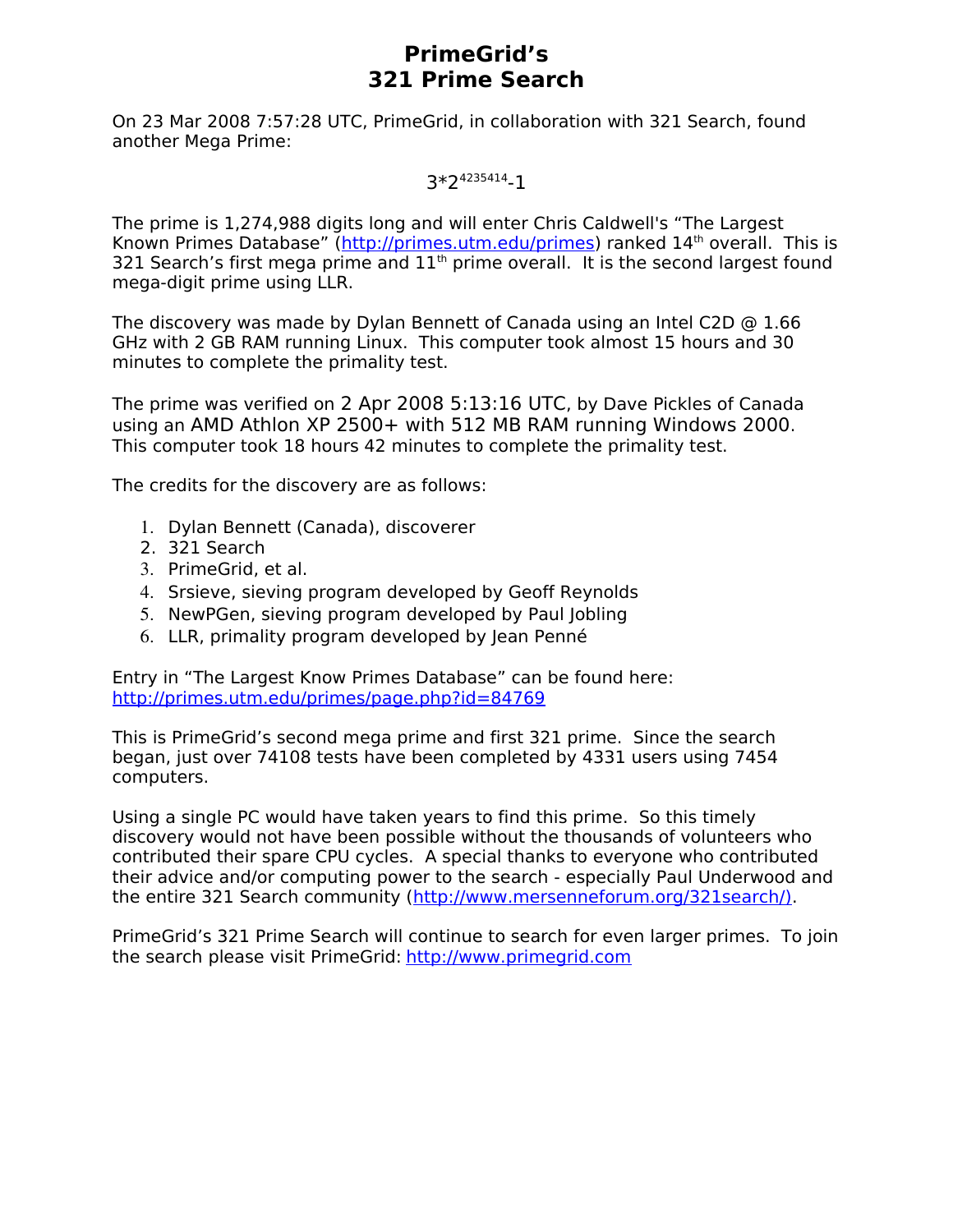# PrimeGrid's 321 Prime Search

On 23 Mar 2008 7:57:28 UTC, PrimeGrid, in collaboration with 321 Search, found another Mega Prime:

$$3*2^{4235414}-1$$

The prime is 1,274,988 digits long and will enter Chris Caldwell's "The Largest Known Primes Database" (http://primes.utm.edu/primes) ranked 14th overall. This is 321 Search's first mega prime and 11th prime overall. It is the second largest found mega-digit prime using LLR.

The discovery was made by Dylan Bennett of Canada using an Intel C2D @ 1.66 GHz with 2 GB RAM running Linux. This computer took almost 15 hours and 30 minutes to complete the primality test.

The prime was verified on 2 Apr 2008 5:13:16 UTC, by Dave Pickles of Canada using an AMD Athlon XP 2500+ with 512 MB RAM running Windows 2000. This computer took 18 hours 42 minutes to complete the primality test.

The credits for the discovery are as follows:

1. Dylan Bennett (Canada), discoverer
2. 321 Search
3. PrimeGrid, et al.
4. Srsieve, sieving program developed by Geoff Reynolds
5. NewPGen, sieving program developed by Paul Jobling
6. LLR, primality program developed by Jean Penné

Entry in "The Largest Know Primes Database" can be found here: http://primes.utm.edu/primes/page.php?id=84769

This is PrimeGrid's second mega prime and first 321 prime. Since the search began, just over 74108 tests have been completed by 4331 users using 7454 computers.

Using a single PC would have taken years to find this prime. So this timely discovery would not have been possible without the thousands of volunteers who contributed their spare CPU cycles. A special thanks to everyone who contributed their advice and/or computing power to the search - especially Paul Underwood and the entire 321 Search community (http://www.mersenneforum.org/321search/).

PrimeGrid's 321 Prime Search will continue to search for even larger primes. To join the search please visit PrimeGrid: http://www.primegrid.com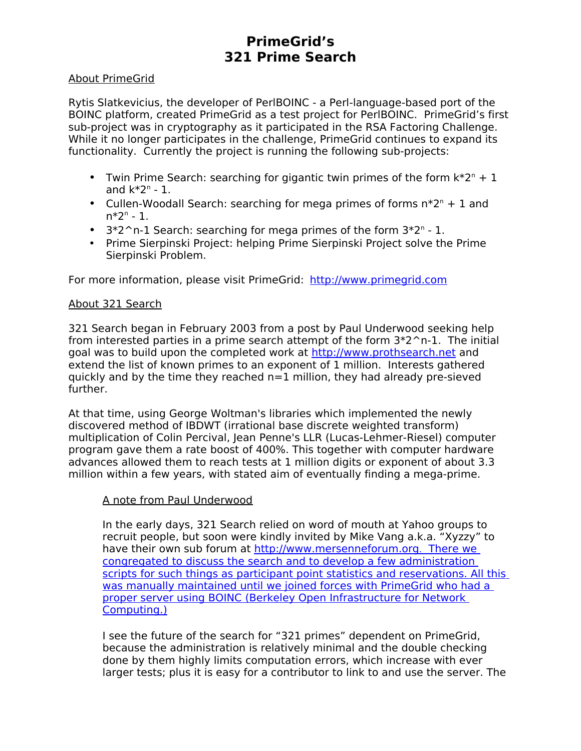# PrimeGrid's 321 Prime Search

## About PrimeGrid

Rytis Slatkevicius, the developer of PerlBOINC - a Perl-language-based port of the BOINC platform, created PrimeGrid as a test project for PerlBOINC. PrimeGrid's first sub-project was in cryptography as it participated in the RSA Factoring Challenge. While it no longer participates in the challenge, PrimeGrid continues to expand its functionality. Currently the project is running the following sub-projects:

- Twin Prime Search: searching for gigantic twin primes of the form $k*2^n + 1$ and $k*2^n - 1$.
- Cullen-Woodall Search: searching for mega primes of forms $n*2^n + 1$ and $n*2^n - 1$.
- 3*2^n-1 Search: searching for mega primes of the form $3*2^n - 1$.
- Prime Sierpinski Project: helping Prime Sierpinski Project solve the Prime Sierpinski Problem.

For more information, please visit PrimeGrid: http://www.primegrid.com

## About 321 Search

321 Search began in February 2003 from a post by Paul Underwood seeking help from interested parties in a prime search attempt of the form 3*2^n-1. The initial goal was to build upon the completed work at http://www.prothsearch.net and extend the list of known primes to an exponent of 1 million. Interests gathered quickly and by the time they reached n=1 million, they had already pre-sieved further.

At that time, using George Woltman's libraries which implemented the newly discovered method of IBDWT (irrational base discrete weighted transform) multiplication of Colin Percival, Jean Penne's LLR (Lucas-Lehmer-Riesel) computer program gave them a rate boost of 400%. This together with computer hardware advances allowed them to reach tests at 1 million digits or exponent of about 3.3 million within a few years, with stated aim of eventually finding a mega-prime.

### A note from Paul Underwood

In the early days, 321 Search relied on word of mouth at Yahoo groups to recruit people, but soon were kindly invited by Mike Vang a.k.a. "Xyzzy" to have their own sub forum at http://www.mersenneforum.org. There we congregated to discuss the search and to develop a few administration scripts for such things as participant point statistics and reservations. All this was manually maintained until we joined forces with PrimeGrid who had a proper server using BOINC (Berkeley Open Infrastructure for Network Computing.)

I see the future of the search for "321 primes" dependent on PrimeGrid, because the administration is relatively minimal and the double checking done by them highly limits computation errors, which increase with ever larger tests; plus it is easy for a contributor to link to and use the server. The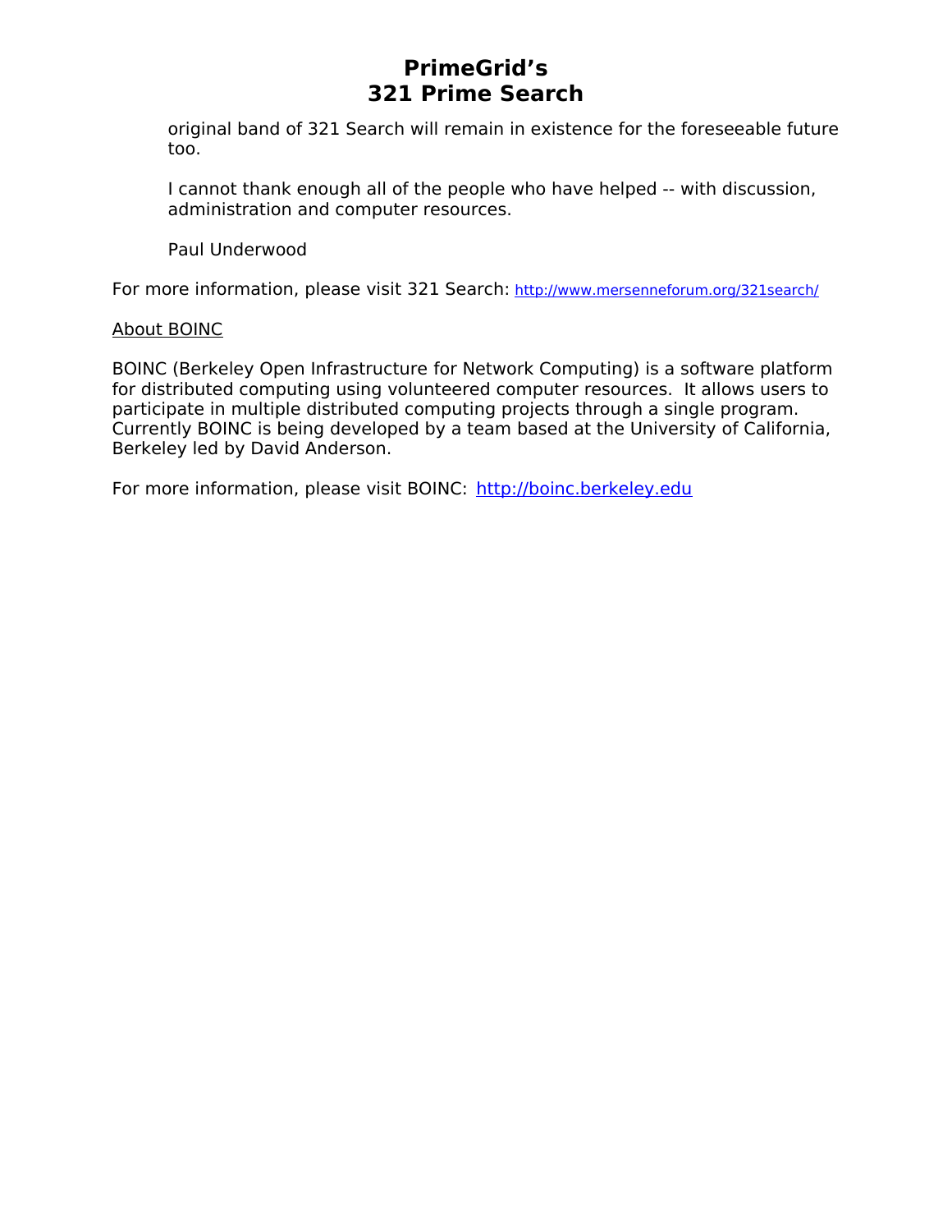original band of 321 Search will remain in existence for the foreseeable future too.

> I cannot thank enough all of the people who have helped -- with discussion, administration and computer resources.
>
> Paul Underwood

For more information, please visit 321 Search: http://www.mersenneforum.org/321search/

About BOINC

BOINC (Berkeley Open Infrastructure for Network Computing) is a software platform for distributed computing using volunteered computer resources. It allows users to participate in multiple distributed computing projects through a single program. Currently BOINC is being developed by a team based at the University of California, Berkeley led by David Anderson.

For more information, please visit BOINC: http://boinc.berkeley.edu